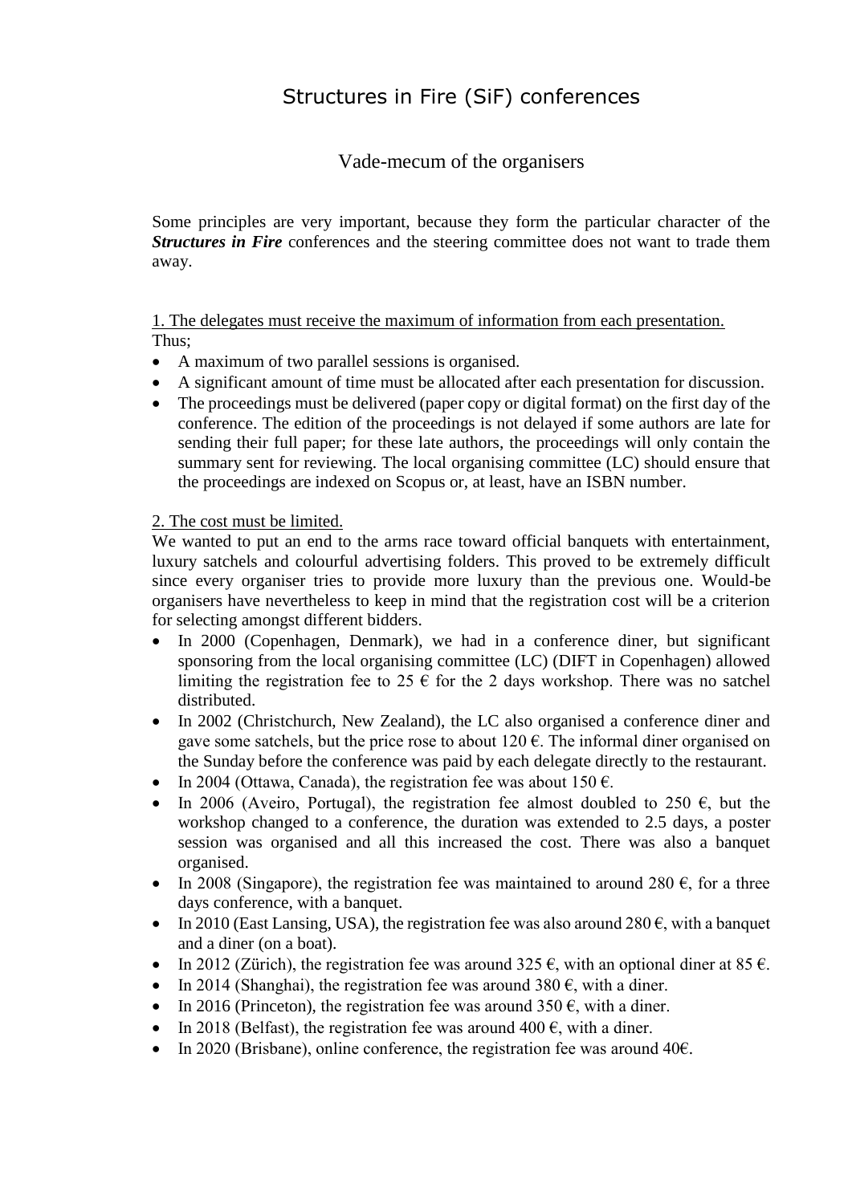# Structures in Fire (SiF) conferences

## Vade-mecum of the organisers

Some principles are very important, because they form the particular character of the ***Structures in Fire*** conferences and the steering committee does not want to trade them away.

1. The delegates must receive the maximum of information from each presentation.

Thus;

- A maximum of two parallel sessions is organised.
- A significant amount of time must be allocated after each presentation for discussion.
- The proceedings must be delivered (paper copy or digital format) on the first day of the conference. The edition of the proceedings is not delayed if some authors are late for sending their full paper; for these late authors, the proceedings will only contain the summary sent for reviewing. The local organising committee (LC) should ensure that the proceedings are indexed on Scopus or, at least, have an ISBN number.

2. The cost must be limited.

We wanted to put an end to the arms race toward official banquets with entertainment, luxury satchels and colourful advertising folders. This proved to be extremely difficult since every organiser tries to provide more luxury than the previous one. Would-be organisers have nevertheless to keep in mind that the registration cost will be a criterion for selecting amongst different bidders.

- In 2000 (Copenhagen, Denmark), we had in a conference diner, but significant sponsoring from the local organising committee (LC) (DIFT in Copenhagen) allowed limiting the registration fee to 25 € for the 2 days workshop. There was no satchel distributed.
- In 2002 (Christchurch, New Zealand), the LC also organised a conference diner and gave some satchels, but the price rose to about 120 €. The informal diner organised on the Sunday before the conference was paid by each delegate directly to the restaurant.
- In 2004 (Ottawa, Canada), the registration fee was about 150 €.
- In 2006 (Aveiro, Portugal), the registration fee almost doubled to 250 €, but the workshop changed to a conference, the duration was extended to 2.5 days, a poster session was organised and all this increased the cost. There was also a banquet organised.
- In 2008 (Singapore), the registration fee was maintained to around 280 €, for a three days conference, with a banquet.
- In 2010 (East Lansing, USA), the registration fee was also around 280 €, with a banquet and a diner (on a boat).
- In 2012 (Zürich), the registration fee was around 325 €, with an optional diner at 85 €.
- In 2014 (Shanghai), the registration fee was around 380 €, with a diner.
- In 2016 (Princeton), the registration fee was around 350 €, with a diner.
- In 2018 (Belfast), the registration fee was around 400 €, with a diner.
- In 2020 (Brisbane), online conference, the registration fee was around 40€.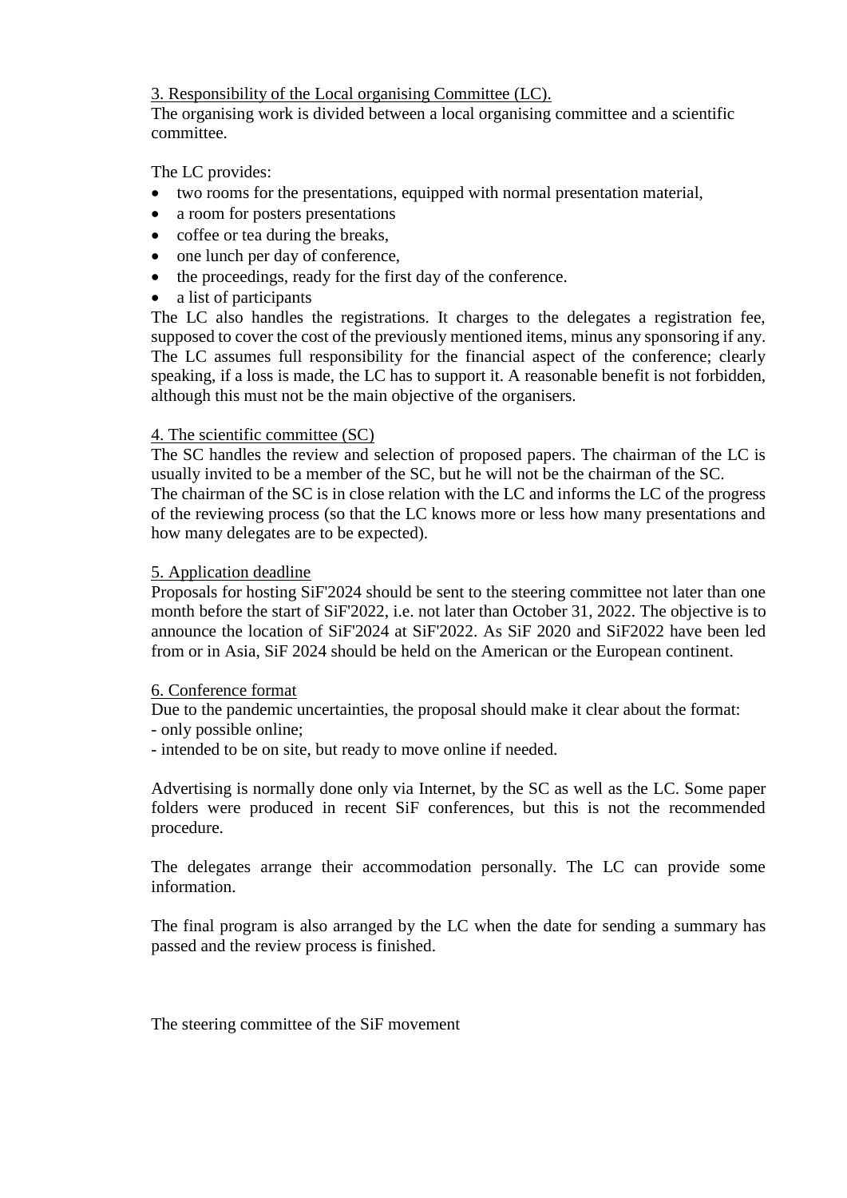3. Responsibility of the Local organising Committee (LC).

The organising work is divided between a local organising committee and a scientific committee.

The LC provides:

- two rooms for the presentations, equipped with normal presentation material,
- a room for posters presentations
- coffee or tea during the breaks,
- one lunch per day of conference,
- the proceedings, ready for the first day of the conference.
- a list of participants

The LC also handles the registrations. It charges to the delegates a registration fee, supposed to cover the cost of the previously mentioned items, minus any sponsoring if any. The LC assumes full responsibility for the financial aspect of the conference; clearly speaking, if a loss is made, the LC has to support it. A reasonable benefit is not forbidden, although this must not be the main objective of the organisers.

4. The scientific committee (SC)

The SC handles the review and selection of proposed papers. The chairman of the LC is usually invited to be a member of the SC, but he will not be the chairman of the SC.
The chairman of the SC is in close relation with the LC and informs the LC of the progress of the reviewing process (so that the LC knows more or less how many presentations and how many delegates are to be expected).

5. Application deadline

Proposals for hosting SiF'2024 should be sent to the steering committee not later than one month before the start of SiF'2022, i.e. not later than October 31, 2022. The objective is to announce the location of SiF'2024 at SiF'2022. As SiF 2020 and SiF2022 have been led from or in Asia, SiF 2024 should be held on the American or the European continent.

6. Conference format

Due to the pandemic uncertainties, the proposal should make it clear about the format:
- only possible online;
- intended to be on site, but ready to move online if needed.

Advertising is normally done only via Internet, by the SC as well as the LC. Some paper folders were produced in recent SiF conferences, but this is not the recommended procedure.

The delegates arrange their accommodation personally. The LC can provide some information.

The final program is also arranged by the LC when the date for sending a summary has passed and the review process is finished.

The steering committee of the SiF movement